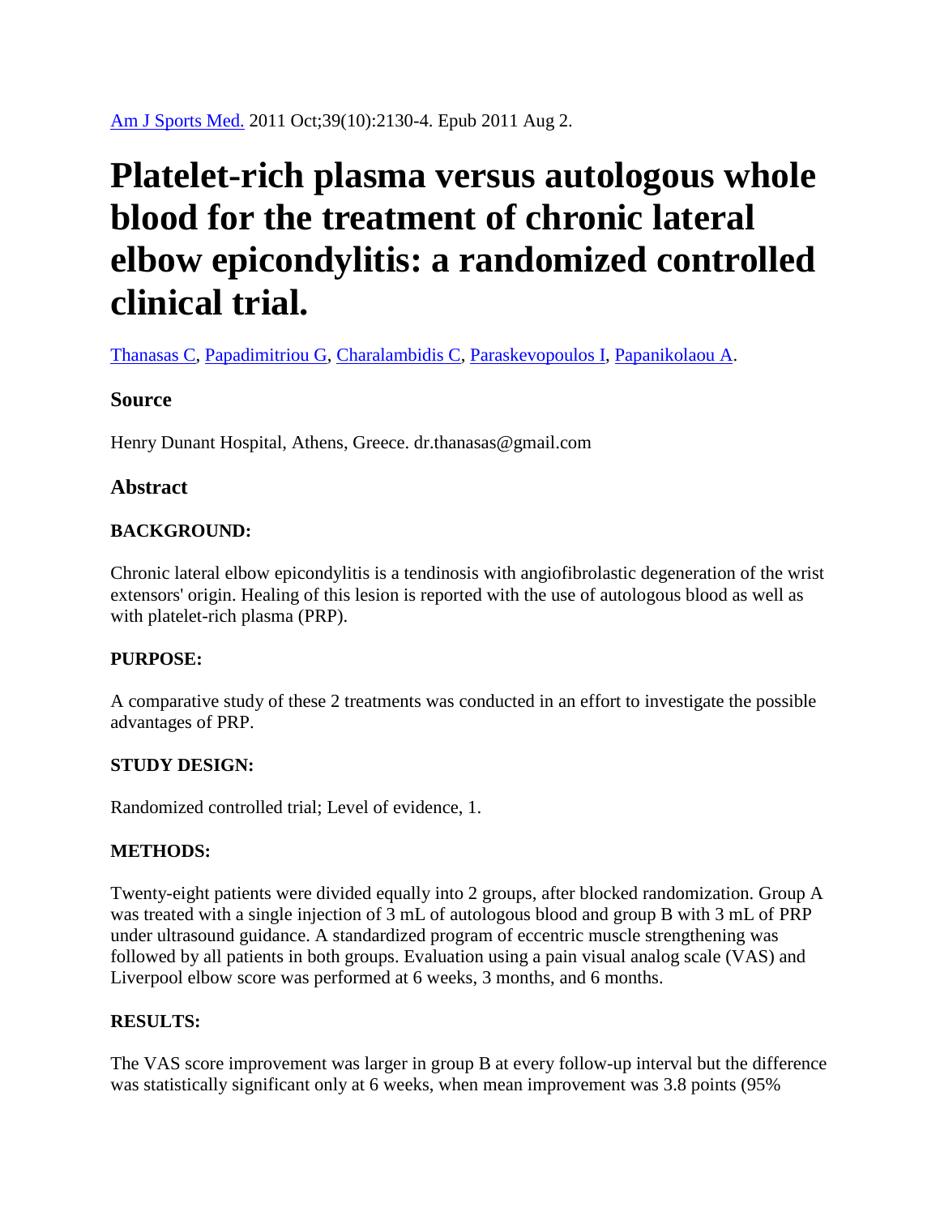Am J Sports Med. 2011 Oct;39(10):2130-4. Epub 2011 Aug 2.

# Platelet-rich plasma versus autologous whole blood for the treatment of chronic lateral elbow epicondylitis: a randomized controlled clinical trial.

Thanasas C, Papadimitriou G, Charalambidis C, Paraskevopoulos I, Papanikolaou A.

## Source

Henry Dunant Hospital, Athens, Greece. dr.thanasas@gmail.com

## Abstract

### BACKGROUND:

Chronic lateral elbow epicondylitis is a tendinosis with angiofibrolastic degeneration of the wrist extensors' origin. Healing of this lesion is reported with the use of autologous blood as well as with platelet-rich plasma (PRP).

### PURPOSE:

A comparative study of these 2 treatments was conducted in an effort to investigate the possible advantages of PRP.

### STUDY DESIGN:

Randomized controlled trial; Level of evidence, 1.

### METHODS:

Twenty-eight patients were divided equally into 2 groups, after blocked randomization. Group A was treated with a single injection of 3 mL of autologous blood and group B with 3 mL of PRP under ultrasound guidance. A standardized program of eccentric muscle strengthening was followed by all patients in both groups. Evaluation using a pain visual analog scale (VAS) and Liverpool elbow score was performed at 6 weeks, 3 months, and 6 months.

### RESULTS:

The VAS score improvement was larger in group B at every follow-up interval but the difference was statistically significant only at 6 weeks, when mean improvement was 3.8 points (95%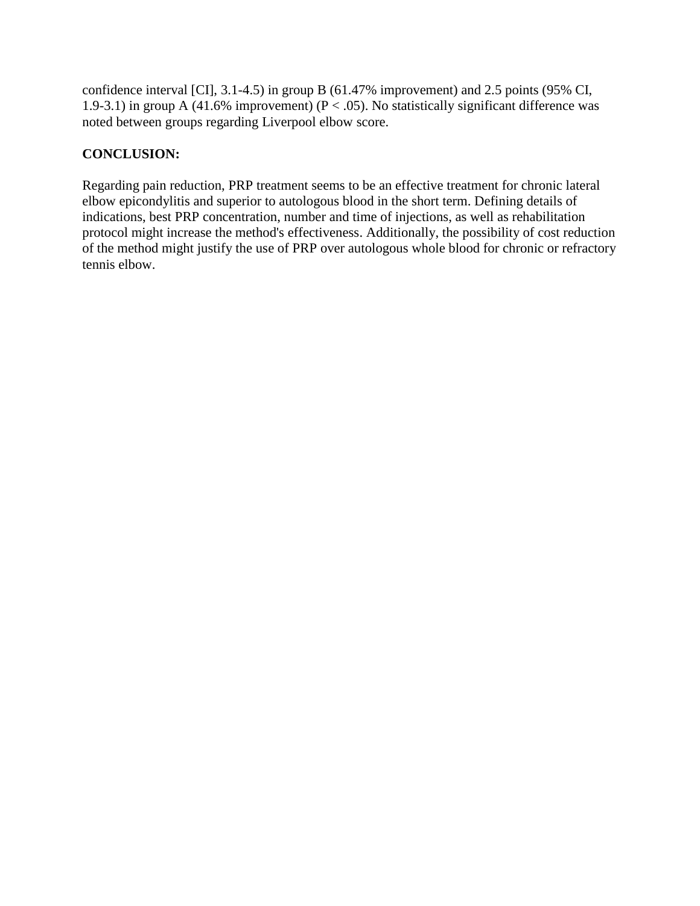confidence interval [CI], 3.1-4.5) in group B (61.47% improvement) and 2.5 points (95% CI, 1.9-3.1) in group A (41.6% improvement) ($P < .05$). No statistically significant difference was noted between groups regarding Liverpool elbow score.

**CONCLUSION:**

Regarding pain reduction, PRP treatment seems to be an effective treatment for chronic lateral elbow epicondylitis and superior to autologous blood in the short term. Defining details of indications, best PRP concentration, number and time of injections, as well as rehabilitation protocol might increase the method's effectiveness. Additionally, the possibility of cost reduction of the method might justify the use of PRP over autologous whole blood for chronic or refractory tennis elbow.